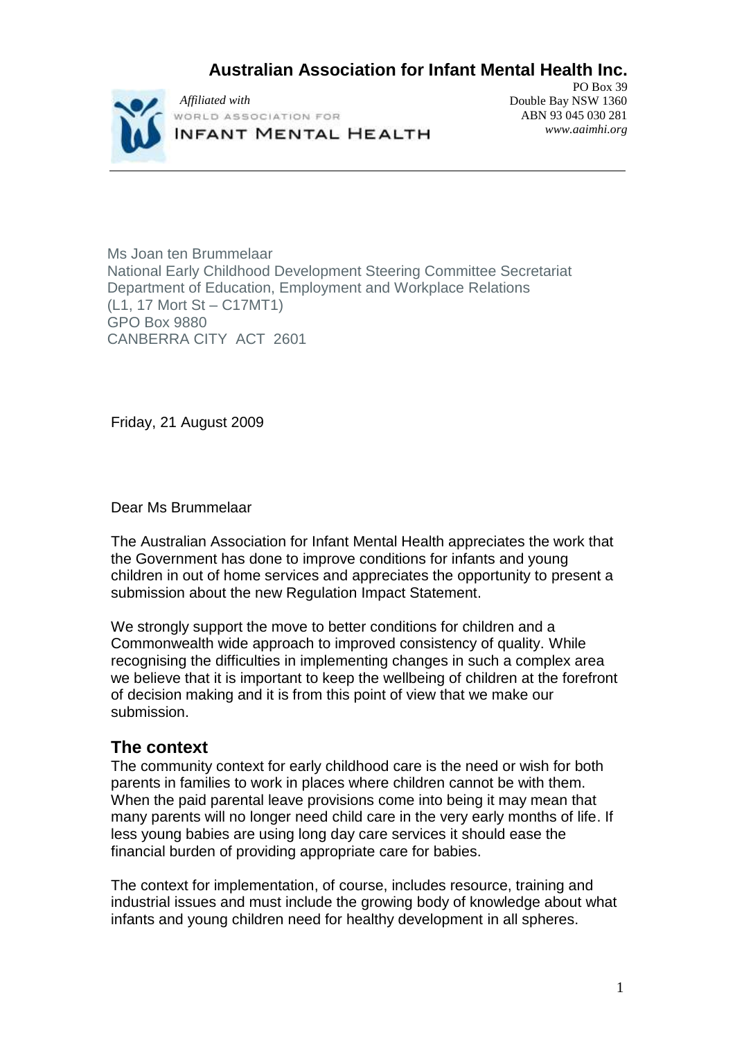# Australian Association for Infant Mental Health Inc.

*Affiliated with*
WORLD ASSOCIATION FOR
INFANT MENTAL HEALTH

PO Box 39
Double Bay NSW 1360
ABN 93 045 030 281
*www.aaimhi.org*

---

Ms Joan ten Brummelaar
National Early Childhood Development Steering Committee Secretariat
Department of Education, Employment and Workplace Relations
(L1, 17 Mort St – C17MT1)
GPO Box 9880
CANBERRA CITY ACT 2601

Friday, 21 August 2009

Dear Ms Brummelaar

The Australian Association for Infant Mental Health appreciates the work that the Government has done to improve conditions for infants and young children in out of home services and appreciates the opportunity to present a submission about the new Regulation Impact Statement.

We strongly support the move to better conditions for children and a Commonwealth wide approach to improved consistency of quality. While recognising the difficulties in implementing changes in such a complex area we believe that it is important to keep the wellbeing of children at the forefront of decision making and it is from this point of view that we make our submission.

## The context

The community context for early childhood care is the need or wish for both parents in families to work in places where children cannot be with them. When the paid parental leave provisions come into being it may mean that many parents will no longer need child care in the very early months of life. If less young babies are using long day care services it should ease the financial burden of providing appropriate care for babies.

The context for implementation, of course, includes resource, training and industrial issues and must include the growing body of knowledge about what infants and young children need for healthy development in all spheres.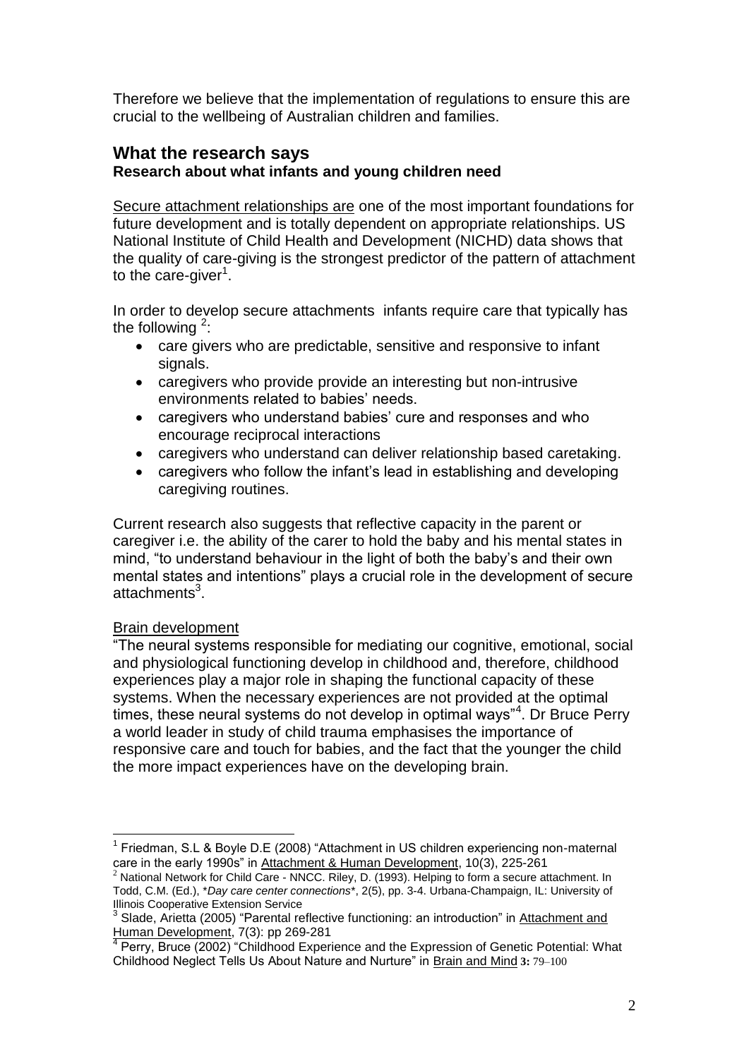Therefore we believe that the implementation of regulations to ensure this are crucial to the wellbeing of Australian children and families.

## What the research says

### Research about what infants and young children need

Secure attachment relationships are one of the most important foundations for future development and is totally dependent on appropriate relationships. US National Institute of Child Health and Development (NICHD) data shows that the quality of care-giving is the strongest predictor of the pattern of attachment to the care-giver[1].

In order to develop secure attachments infants require care that typically has the following [2]:

- care givers who are predictable, sensitive and responsive to infant signals.
- caregivers who provide provide an interesting but non-intrusive environments related to babies' needs.
- caregivers who understand babies' cure and responses and who encourage reciprocal interactions
- caregivers who understand can deliver relationship based caretaking.
- caregivers who follow the infant's lead in establishing and developing caregiving routines.

Current research also suggests that reflective capacity in the parent or caregiver i.e. the ability of the carer to hold the baby and his mental states in mind, "to understand behaviour in the light of both the baby's and their own mental states and intentions" plays a crucial role in the development of secure attachments[3].

Brain development

"The neural systems responsible for mediating our cognitive, emotional, social and physiological functioning develop in childhood and, therefore, childhood experiences play a major role in shaping the functional capacity of these systems. When the necessary experiences are not provided at the optimal times, these neural systems do not develop in optimal ways"[4]. Dr Bruce Perry a world leader in study of child trauma emphasises the importance of responsive care and touch for babies, and the fact that the younger the child the more impact experiences have on the developing brain.

---

[1] Friedman, S.L & Boyle D.E (2008) "Attachment in US children experiencing non-maternal care in the early 1990s" in Attachment & Human Development, 10(3), 225-261

[2] National Network for Child Care - NNCC. Riley, D. (1993). Helping to form a secure attachment. In Todd, C.M. (Ed.), *Day care center connections*, 2(5), pp. 3-4. Urbana-Champaign, IL: University of Illinois Cooperative Extension Service

[3] Slade, Arietta (2005) "Parental reflective functioning: an introduction" in Attachment and Human Development, 7(3): pp 269-281

[4] Perry, Bruce (2002) "Childhood Experience and the Expression of Genetic Potential: What Childhood Neglect Tells Us About Nature and Nurture" in Brain and Mind **3:** 79–100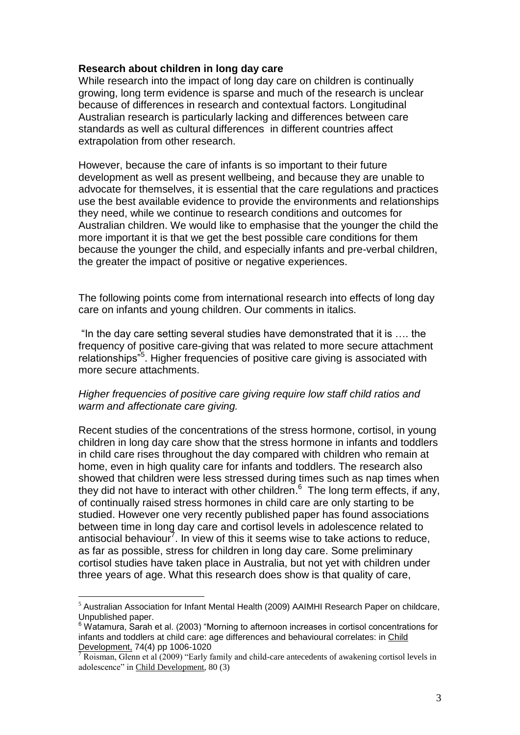**Research about children in long day care**

While research into the impact of long day care on children is continually growing, long term evidence is sparse and much of the research is unclear because of differences in research and contextual factors. Longitudinal Australian research is particularly lacking and differences between care standards as well as cultural differences in different countries affect extrapolation from other research.

However, because the care of infants is so important to their future development as well as present wellbeing, and because they are unable to advocate for themselves, it is essential that the care regulations and practices use the best available evidence to provide the environments and relationships they need, while we continue to research conditions and outcomes for Australian children. We would like to emphasise that the younger the child the more important it is that we get the best possible care conditions for them because the younger the child, and especially infants and pre-verbal children, the greater the impact of positive or negative experiences.

The following points come from international research into effects of long day care on infants and young children. Our comments in italics.

"In the day care setting several studies have demonstrated that it is …. the frequency of positive care-giving that was related to more secure attachment relationships"[5]. Higher frequencies of positive care giving is associated with more secure attachments.

*Higher frequencies of positive care giving require low staff child ratios and warm and affectionate care giving.*

Recent studies of the concentrations of the stress hormone, cortisol, in young children in long day care show that the stress hormone in infants and toddlers in child care rises throughout the day compared with children who remain at home, even in high quality care for infants and toddlers. The research also showed that children were less stressed during times such as nap times when they did not have to interact with other children.[6] The long term effects, if any, of continually raised stress hormones in child care are only starting to be studied. However one very recently published paper has found associations between time in long day care and cortisol levels in adolescence related to antisocial behaviour[7]. In view of this it seems wise to take actions to reduce, as far as possible, stress for children in long day care. Some preliminary cortisol studies have taken place in Australia, but not yet with children under three years of age. What this research does show is that quality of care,

---

[5] Australian Association for Infant Mental Health (2009) AAIMHI Research Paper on childcare, Unpublished paper.

[6] Watamura, Sarah et al. (2003) "Morning to afternoon increases in cortisol concentrations for infants and toddlers at child care: age differences and behavioural correlates: in Child Development, 74(4) pp 1006-1020

[7] Roisman, Glenn et al (2009) "Early family and child-care antecedents of awakening cortisol levels in adolescence" in Child Development, 80 (3)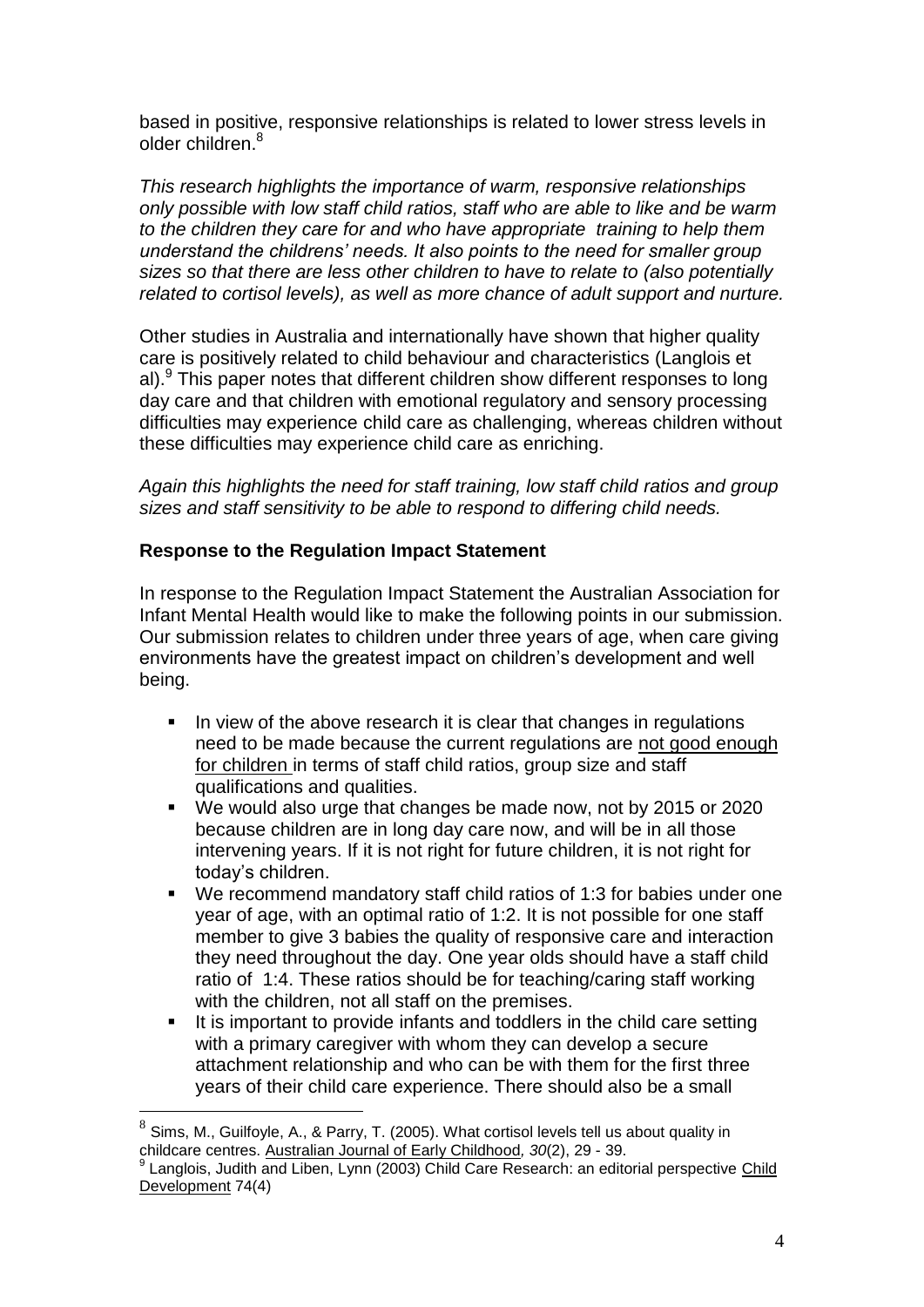based in positive, responsive relationships is related to lower stress levels in older children.[8]

*This research highlights the importance of warm, responsive relationships only possible with low staff child ratios, staff who are able to like and be warm to the children they care for and who have appropriate training to help them understand the childrens' needs. It also points to the need for smaller group sizes so that there are less other children to have to relate to (also potentially related to cortisol levels), as well as more chance of adult support and nurture.*

Other studies in Australia and internationally have shown that higher quality care is positively related to child behaviour and characteristics (Langlois et al).[9] This paper notes that different children show different responses to long day care and that children with emotional regulatory and sensory processing difficulties may experience child care as challenging, whereas children without these difficulties may experience child care as enriching.

*Again this highlights the need for staff training, low staff child ratios and group sizes and staff sensitivity to be able to respond to differing child needs.*

**Response to the Regulation Impact Statement**

In response to the Regulation Impact Statement the Australian Association for Infant Mental Health would like to make the following points in our submission. Our submission relates to children under three years of age, when care giving environments have the greatest impact on children's development and well being.

- In view of the above research it is clear that changes in regulations need to be made because the current regulations are <u>not good enough for children</u> in terms of staff child ratios, group size and staff qualifications and qualities.
- We would also urge that changes be made now, not by 2015 or 2020 because children are in long day care now, and will be in all those intervening years. If it is not right for future children, it is not right for today's children.
- We recommend mandatory staff child ratios of 1:3 for babies under one year of age, with an optimal ratio of 1:2. It is not possible for one staff member to give 3 babies the quality of responsive care and interaction they need throughout the day. One year olds should have a staff child ratio of 1:4. These ratios should be for teaching/caring staff working with the children, not all staff on the premises.
- It is important to provide infants and toddlers in the child care setting with a primary caregiver with whom they can develop a secure attachment relationship and who can be with them for the first three years of their child care experience. There should also be a small

---

[8] Sims, M., Guilfoyle, A., & Parry, T. (2005). What cortisol levels tell us about quality in childcare centres. Australian Journal of Early Childhood, *30*(2), 29 - 39.

[9] Langlois, Judith and Liben, Lynn (2003) Child Care Research: an editorial perspective Child Development 74(4)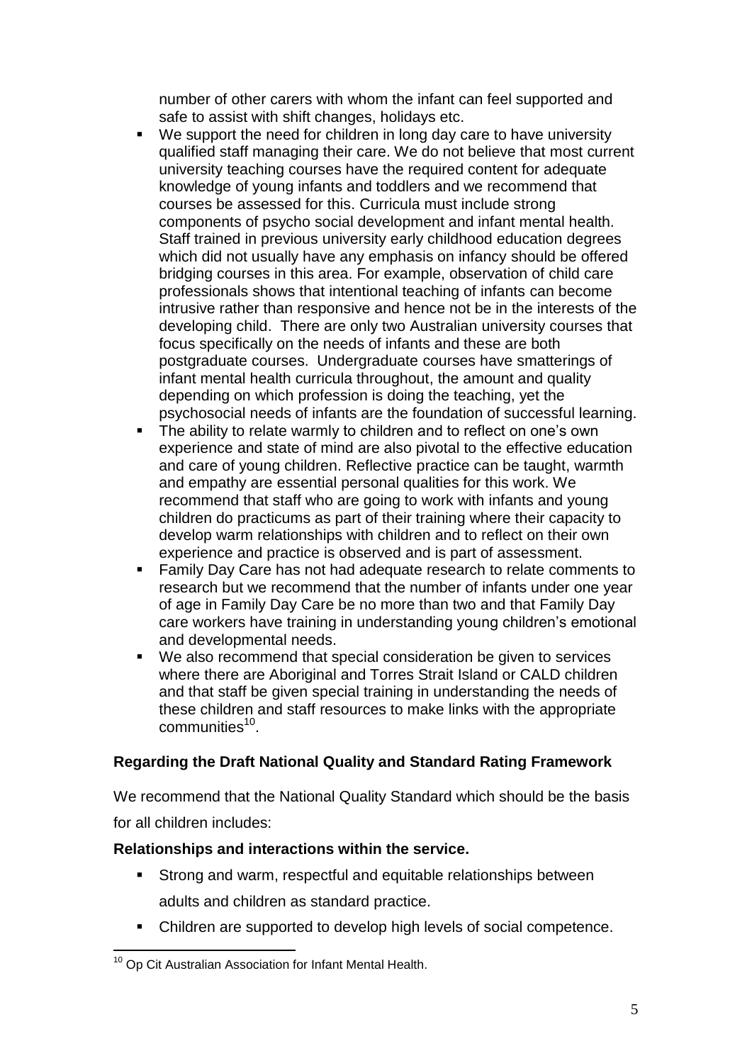number of other carers with whom the infant can feel supported and safe to assist with shift changes, holidays etc.

- We support the need for children in long day care to have university qualified staff managing their care. We do not believe that most current university teaching courses have the required content for adequate knowledge of young infants and toddlers and we recommend that courses be assessed for this. Curricula must include strong components of psycho social development and infant mental health. Staff trained in previous university early childhood education degrees which did not usually have any emphasis on infancy should be offered bridging courses in this area. For example, observation of child care professionals shows that intentional teaching of infants can become intrusive rather than responsive and hence not be in the interests of the developing child. There are only two Australian university courses that focus specifically on the needs of infants and these are both postgraduate courses. Undergraduate courses have smatterings of infant mental health curricula throughout, the amount and quality depending on which profession is doing the teaching, yet the psychosocial needs of infants are the foundation of successful learning.
- The ability to relate warmly to children and to reflect on one's own experience and state of mind are also pivotal to the effective education and care of young children. Reflective practice can be taught, warmth and empathy are essential personal qualities for this work. We recommend that staff who are going to work with infants and young children do practicums as part of their training where their capacity to develop warm relationships with children and to reflect on their own experience and practice is observed and is part of assessment.
- Family Day Care has not had adequate research to relate comments to research but we recommend that the number of infants under one year of age in Family Day Care be no more than two and that Family Day care workers have training in understanding young children's emotional and developmental needs.
- We also recommend that special consideration be given to services where there are Aboriginal and Torres Strait Island or CALD children and that staff be given special training in understanding the needs of these children and staff resources to make links with the appropriate communities[10].

**Regarding the Draft National Quality and Standard Rating Framework**

We recommend that the National Quality Standard which should be the basis for all children includes:

**Relationships and interactions within the service.**

- Strong and warm, respectful and equitable relationships between adults and children as standard practice.
- Children are supported to develop high levels of social competence.

[10] Op Cit Australian Association for Infant Mental Health.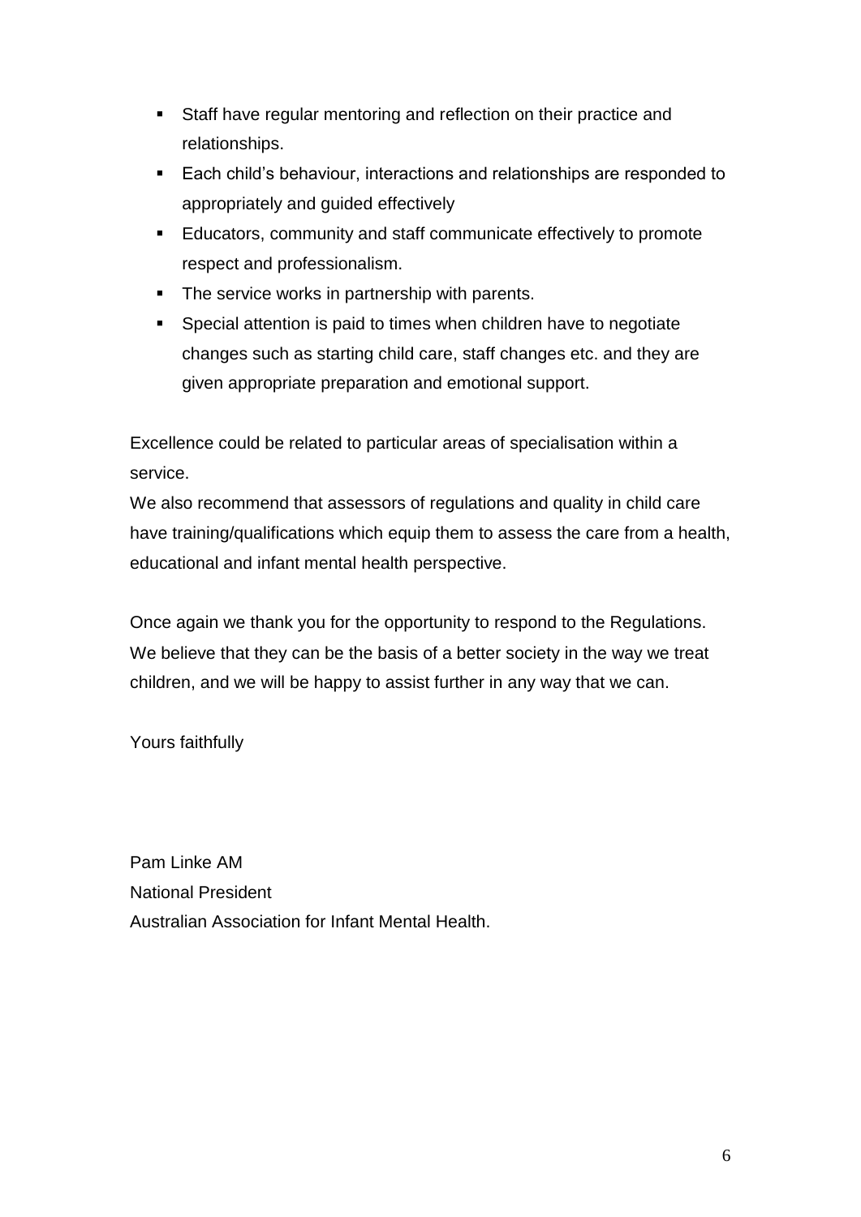- Staff have regular mentoring and reflection on their practice and relationships.
- Each child's behaviour, interactions and relationships are responded to appropriately and guided effectively
- Educators, community and staff communicate effectively to promote respect and professionalism.
- The service works in partnership with parents.
- Special attention is paid to times when children have to negotiate changes such as starting child care, staff changes etc. and they are given appropriate preparation and emotional support.

Excellence could be related to particular areas of specialisation within a service.
We also recommend that assessors of regulations and quality in child care have training/qualifications which equip them to assess the care from a health, educational and infant mental health perspective.

Once again we thank you for the opportunity to respond to the Regulations. We believe that they can be the basis of a better society in the way we treat children, and we will be happy to assist further in any way that we can.

Yours faithfully

Pam Linke AM
National President
Australian Association for Infant Mental Health.